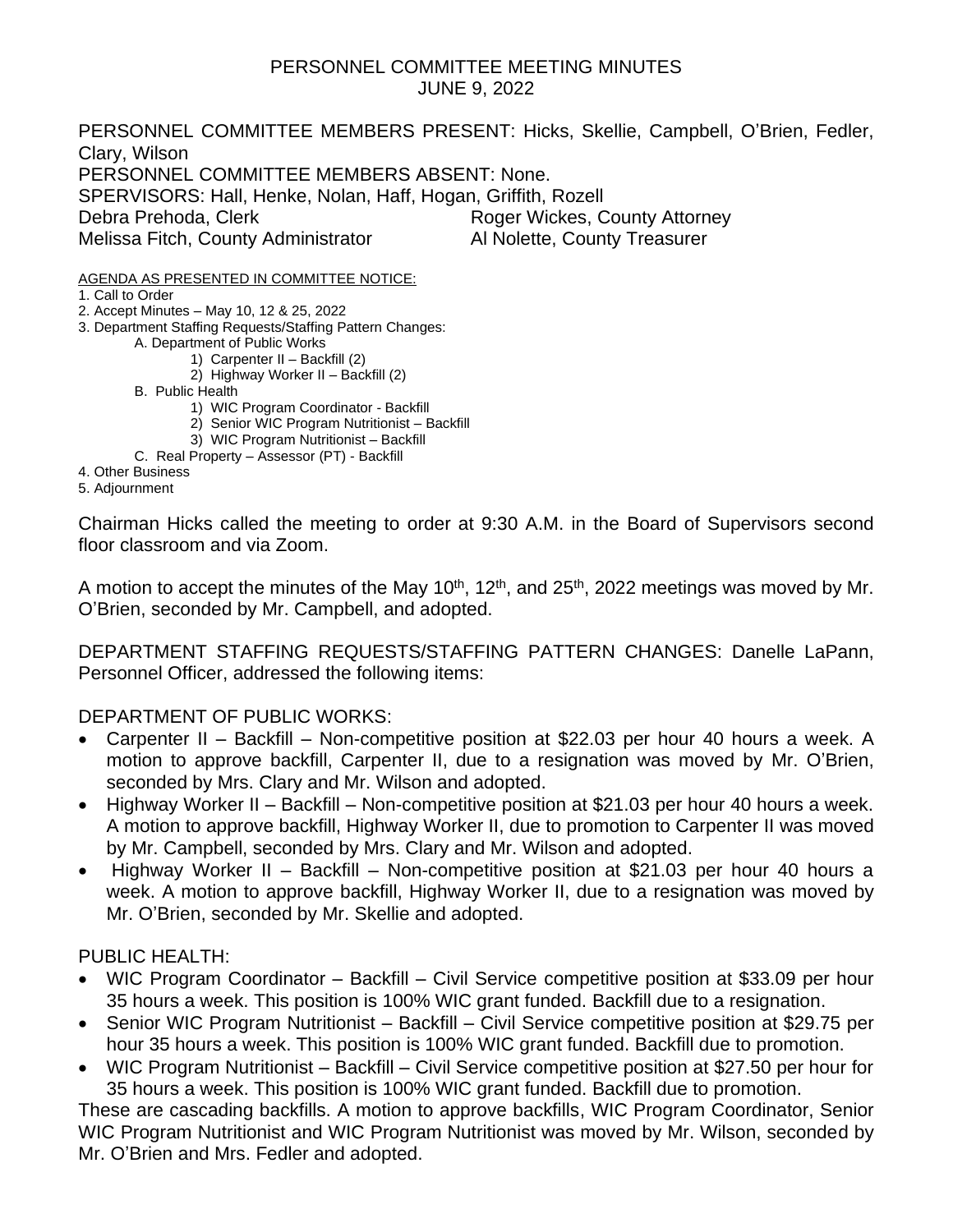# PERSONNEL COMMITTEE MEETING MINUTES
## JUNE 9, 2022

PERSONNEL COMMITTEE MEMBERS PRESENT: Hicks, Skellie, Campbell, O'Brien, Fedler, Clary, Wilson
PERSONNEL COMMITTEE MEMBERS ABSENT: None.
SPERVISORS: Hall, Henke, Nolan, Haff, Hogan, Griffith, Rozell
Debra Prehoda, Clerk — Roger Wickes, County Attorney
Melissa Fitch, County Administrator — Al Nolette, County Treasurer

AGENDA AS PRESENTED IN COMMITTEE NOTICE:

1. Call to Order
2. Accept Minutes – May 10, 12 & 25, 2022
3. Department Staffing Requests/Staffing Pattern Changes:
   - A. Department of Public Works
     1) Carpenter II – Backfill (2)
     2) Highway Worker II – Backfill (2)
   - B. Public Health
     1) WIC Program Coordinator - Backfill
     2) Senior WIC Program Nutritionist – Backfill
     3) WIC Program Nutritionist – Backfill
   - C. Real Property – Assessor (PT) - Backfill
4. Other Business
5. Adjournment

Chairman Hicks called the meeting to order at 9:30 A.M. in the Board of Supervisors second floor classroom and via Zoom.

A motion to accept the minutes of the May 10th, 12th, and 25th, 2022 meetings was moved by Mr. O'Brien, seconded by Mr. Campbell, and adopted.

DEPARTMENT STAFFING REQUESTS/STAFFING PATTERN CHANGES: Danelle LaPann, Personnel Officer, addressed the following items:

DEPARTMENT OF PUBLIC WORKS:

- Carpenter II – Backfill – Non-competitive position at $22.03 per hour 40 hours a week. A motion to approve backfill, Carpenter II, due to a resignation was moved by Mr. O'Brien, seconded by Mrs. Clary and Mr. Wilson and adopted.
- Highway Worker II – Backfill – Non-competitive position at $21.03 per hour 40 hours a week. A motion to approve backfill, Highway Worker II, due to promotion to Carpenter II was moved by Mr. Campbell, seconded by Mrs. Clary and Mr. Wilson and adopted.
- Highway Worker II – Backfill – Non-competitive position at $21.03 per hour 40 hours a week. A motion to approve backfill, Highway Worker II, due to a resignation was moved by Mr. O'Brien, seconded by Mr. Skellie and adopted.

PUBLIC HEALTH:

- WIC Program Coordinator – Backfill – Civil Service competitive position at $33.09 per hour 35 hours a week. This position is 100% WIC grant funded. Backfill due to a resignation.
- Senior WIC Program Nutritionist – Backfill – Civil Service competitive position at $29.75 per hour 35 hours a week. This position is 100% WIC grant funded. Backfill due to promotion.
- WIC Program Nutritionist – Backfill – Civil Service competitive position at $27.50 per hour for 35 hours a week. This position is 100% WIC grant funded. Backfill due to promotion.

These are cascading backfills. A motion to approve backfills, WIC Program Coordinator, Senior WIC Program Nutritionist and WIC Program Nutritionist was moved by Mr. Wilson, seconded by Mr. O'Brien and Mrs. Fedler and adopted.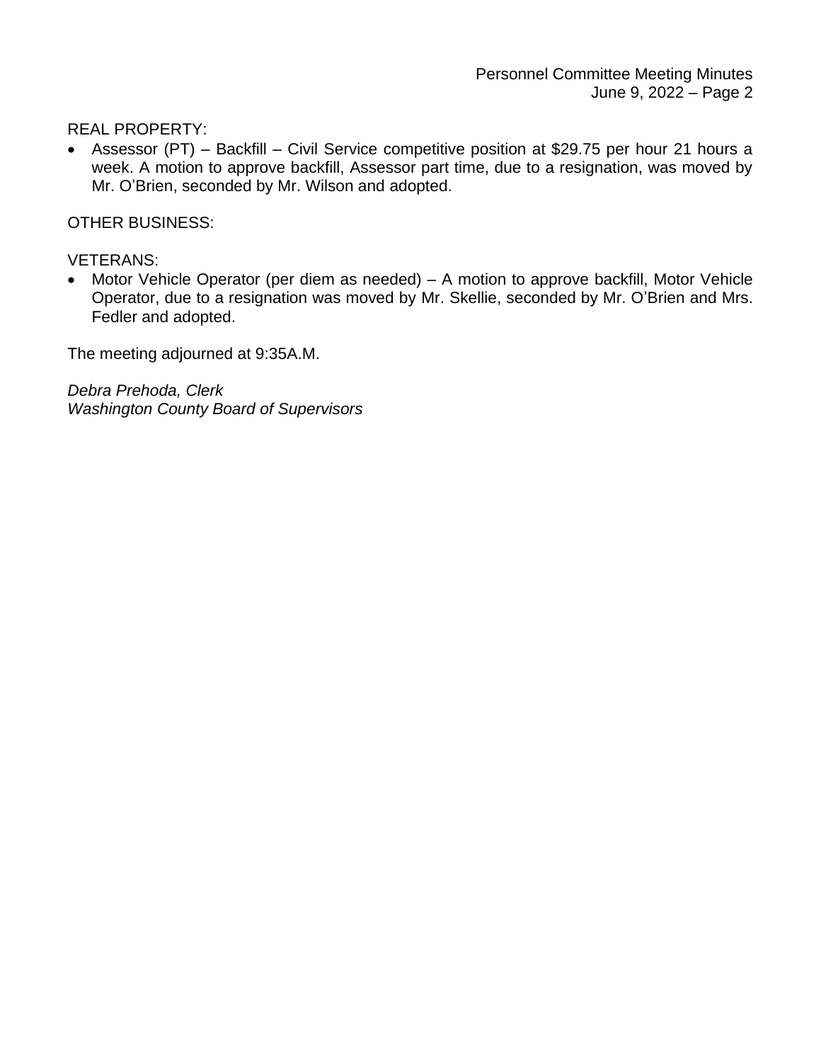REAL PROPERTY:

- Assessor (PT) – Backfill – Civil Service competitive position at $29.75 per hour 21 hours a week. A motion to approve backfill, Assessor part time, due to a resignation, was moved by Mr. O'Brien, seconded by Mr. Wilson and adopted.

OTHER BUSINESS:

VETERANS:

- Motor Vehicle Operator (per diem as needed) – A motion to approve backfill, Motor Vehicle Operator, due to a resignation was moved by Mr. Skellie, seconded by Mr. O'Brien and Mrs. Fedler and adopted.

The meeting adjourned at 9:35A.M.

*Debra Prehoda, Clerk*
*Washington County Board of Supervisors*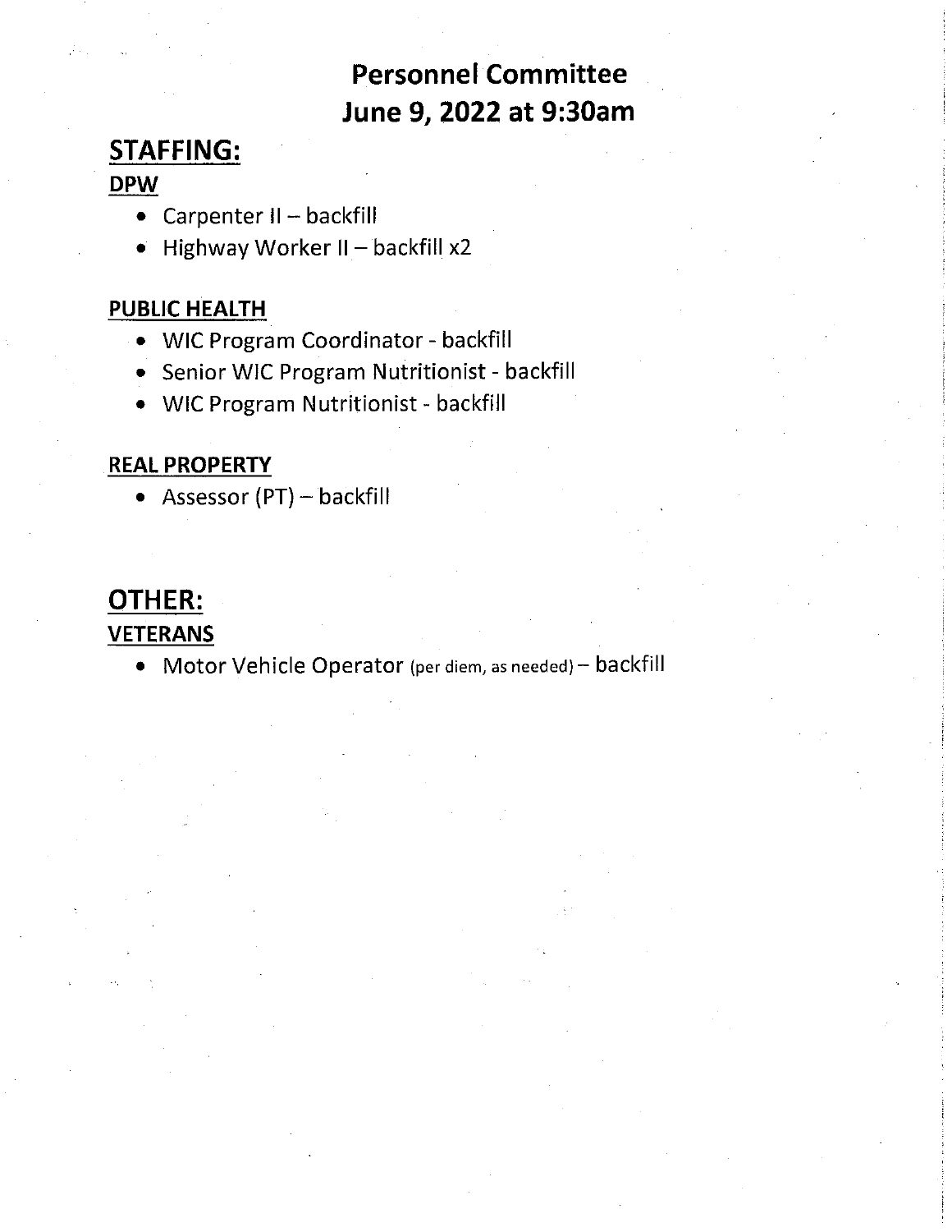# Personnel Committee
# June 9, 2022 at 9:30am

## STAFFING:

### DPW

- Carpenter II – backfill
- Highway Worker II – backfill x2

### PUBLIC HEALTH

- WIC Program Coordinator - backfill
- Senior WIC Program Nutritionist - backfill
- WIC Program Nutritionist - backfill

### REAL PROPERTY

- Assessor (PT) – backfill

## OTHER:

### VETERANS

- Motor Vehicle Operator (per diem, as needed) – backfill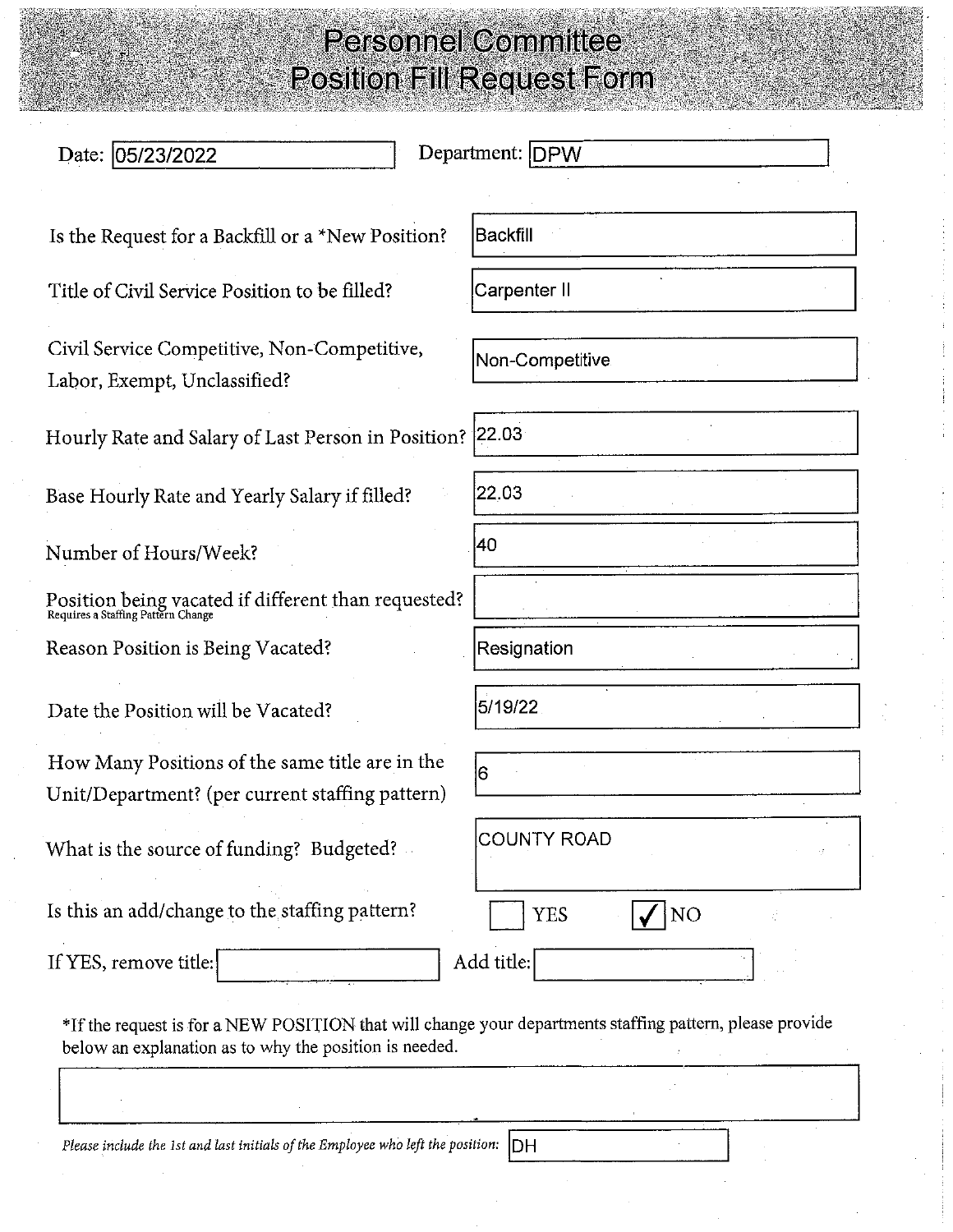# Personnel Committee
# Position Fill Request Form

Date: 05/23/2022 Department: DPW

| Field | Response |
|---|---|
| Is the Request for a Backfill or a *New Position? | Backfill |
| Title of Civil Service Position to be filled? | Carpenter II |
| Civil Service Competitive, Non-Competitive, Labor, Exempt, Unclassified? | Non-Competitive |
| Hourly Rate and Salary of Last Person in Position? | 22.03 |
| Base Hourly Rate and Yearly Salary if filled? | 22.03 |
| Number of Hours/Week? | 40 |
| Position being vacated if different than requested? (Requires a Staffing Pattern Change) | |
| Reason Position is Being Vacated? | Resignation |
| Date the Position will be Vacated? | 5/19/22 |
| How Many Positions of the same title are in the Unit/Department? (per current staffing pattern) | 6 |
| What is the source of funding? Budgeted? | COUNTY ROAD |

Is this an add/change to the staffing pattern? ☐ YES ☑ NO

If YES, remove title: ____________ Add title: ____________

*If the request is for a NEW POSITION that will change your departments staffing pattern, please provide below an explanation as to why the position is needed.

*Please include the 1st and last initials of the Employee who left the position:* DH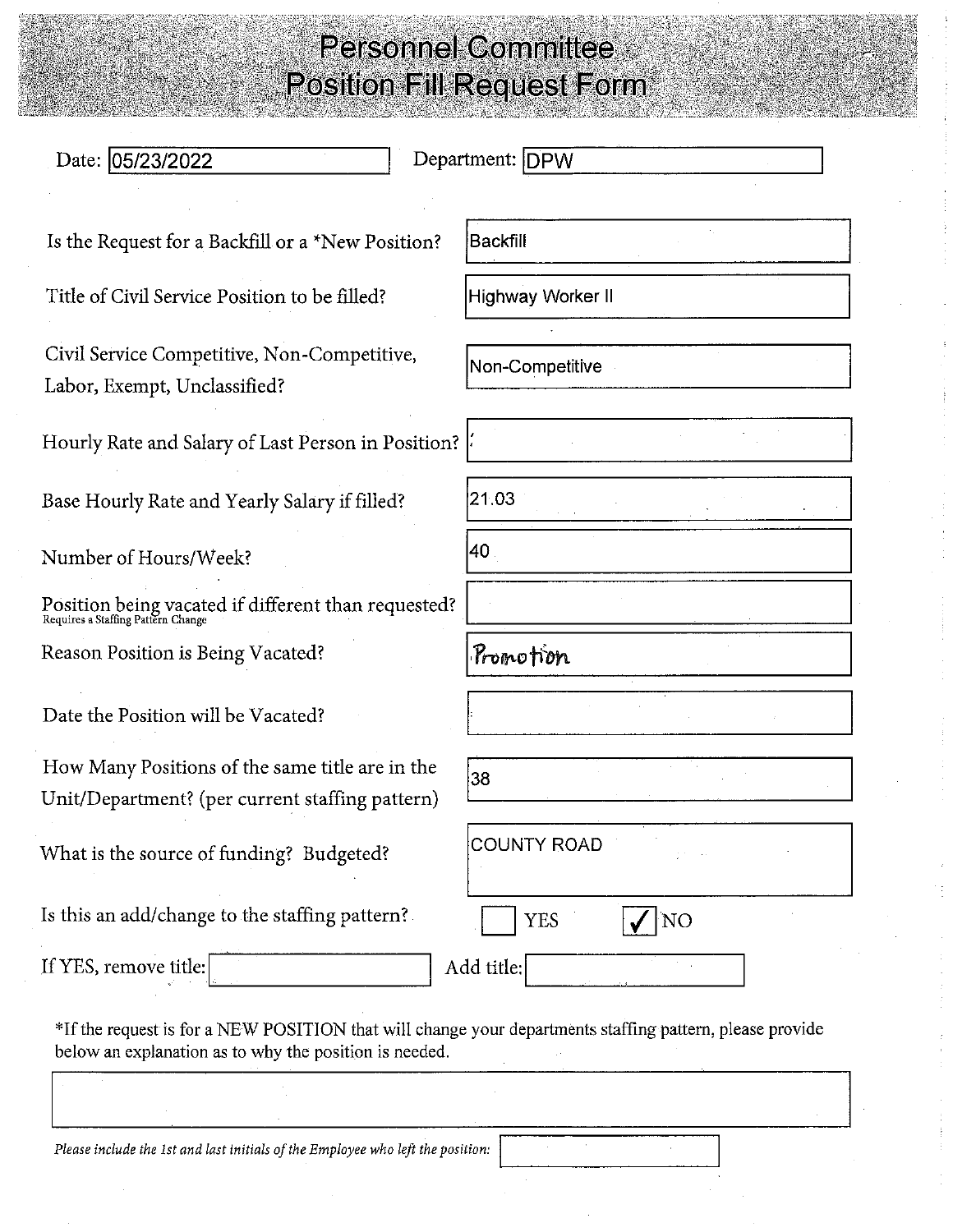# Personnel Committee Position Fill Request Form

Date: 05/23/2022

Department: DPW

| Question | Response |
|---|---|
| Is the Request for a Backfill or a *New Position? | Backfill |
| Title of Civil Service Position to be filled? | Highway Worker II |
| Civil Service Competitive, Non-Competitive, Labor, Exempt, Unclassified? | Non-Competitive |
| Hourly Rate and Salary of Last Person in Position? | |
| Base Hourly Rate and Yearly Salary if filled? | 21.03 |
| Number of Hours/Week? | 40 |
| Position being vacated if different than requested? (Requires a Staffing Pattern Change) | |
| Reason Position is Being Vacated? | Promotion |
| Date the Position will be Vacated? | |
| How Many Positions of the same title are in the Unit/Department? (per current staffing pattern) | 38 |
| What is the source of funding? Budgeted? | COUNTY ROAD |

Is this an add/change to the staffing pattern? ☐ YES ☑ NO

If YES, remove title: \_\_\_\_\_\_\_\_ Add title: \_\_\_\_\_\_\_\_

*If the request is for a NEW POSITION that will change your departments staffing pattern, please provide below an explanation as to why the position is needed.

*Please include the 1st and last initials of the Employee who left the position:*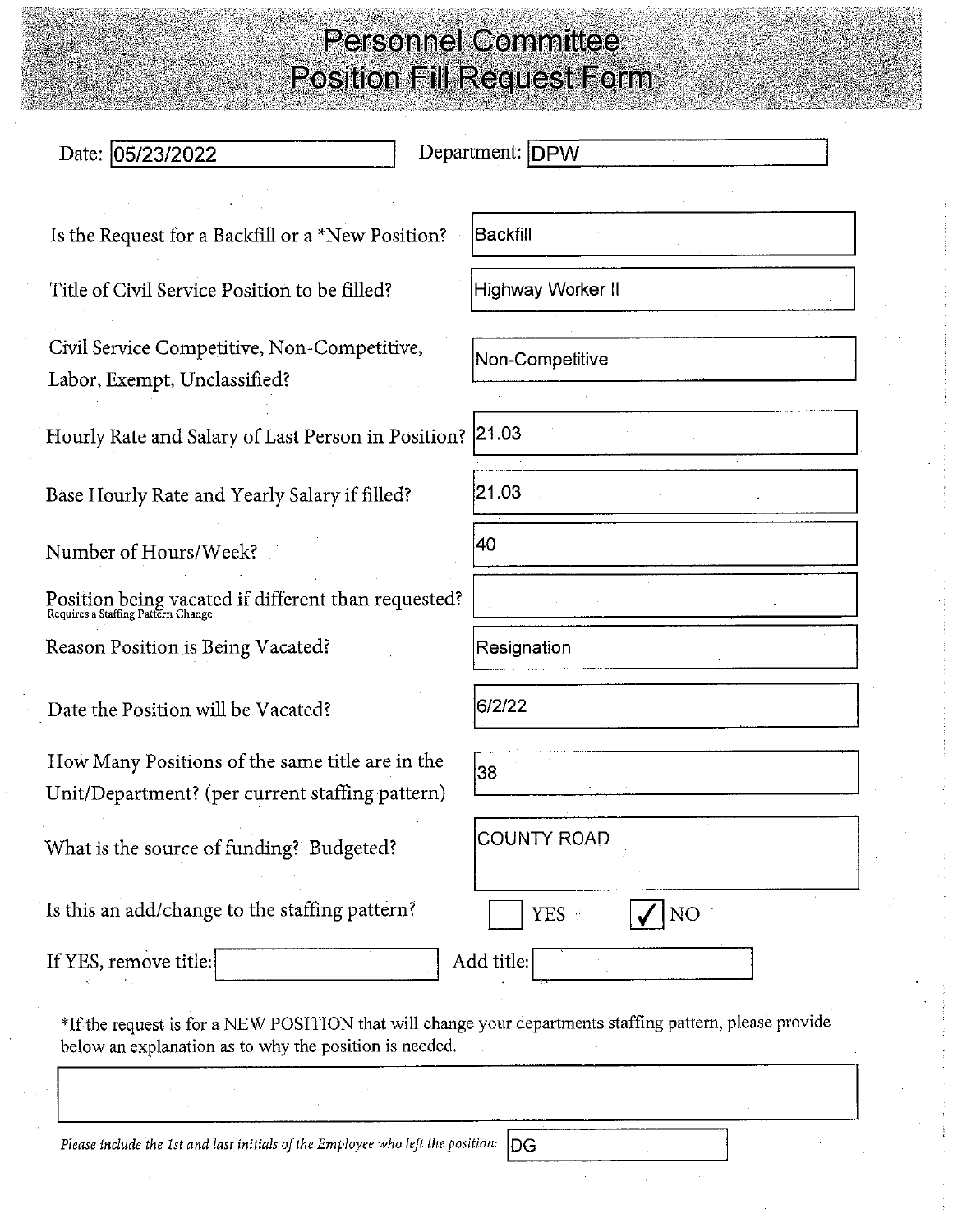# Personnel Committee
# Position Fill Request Form

Date: 05/23/2022

Department: DPW

| Field | Response |
|---|---|
| Is the Request for a Backfill or a *New Position? | Backfill |
| Title of Civil Service Position to be filled? | Highway Worker II |
| Civil Service Competitive, Non-Competitive, Labor, Exempt, Unclassified? | Non-Competitive |
| Hourly Rate and Salary of Last Person in Position? | 21.03 |
| Base Hourly Rate and Yearly Salary if filled? | 21.03 |
| Number of Hours/Week? | 40 |
| Position being vacated if different than requested? (Requires a Staffing Pattern Change) | |
| Reason Position is Being Vacated? | Resignation |
| Date the Position will be Vacated? | 6/2/22 |
| How Many Positions of the same title are in the Unit/Department? (per current staffing pattern) | 38 |
| What is the source of funding? Budgeted? | COUNTY ROAD |

Is this an add/change to the staffing pattern? ☐ YES ☑ NO

If YES, remove title: ____________ Add title: ____________

*If the request is for a NEW POSITION that will change your departments staffing pattern, please provide below an explanation as to why the position is needed.

*Please include the 1st and last initials of the Employee who left the position:* DG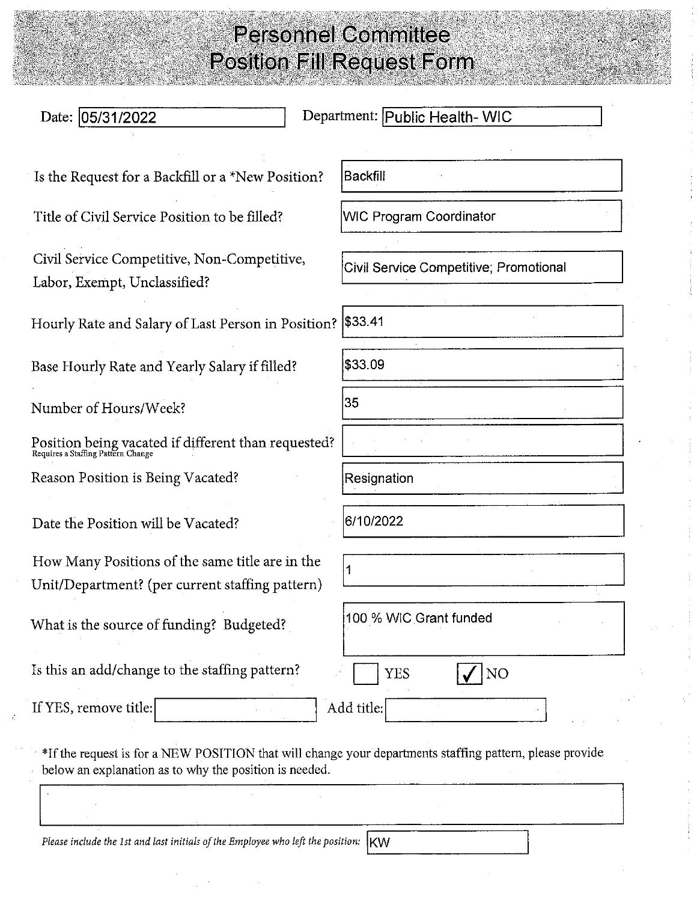# Personnel Committee
# Position Fill Request Form

**Date:** 05/31/2022 **Department:** Public Health- WIC

| | |
|---|---|
| Is the Request for a Backfill or a *New Position? | Backfill |
| Title of Civil Service Position to be filled? | WIC Program Coordinator |
| Civil Service Competitive, Non-Competitive, Labor, Exempt, Unclassified? | Civil Service Competitive; Promotional |
| Hourly Rate and Salary of Last Person in Position? | $33.41 |
| Base Hourly Rate and Yearly Salary if filled? | $33.09 |
| Number of Hours/Week? | 35 |
| Position being vacated if different than requested? (Requires a Staffing Pattern Change) | |
| Reason Position is Being Vacated? | Resignation |
| Date the Position will be Vacated? | 6/10/2022 |
| How Many Positions of the same title are in the Unit/Department? (per current staffing pattern) | 1 |
| What is the source of funding? Budgeted? | 100 % WIC Grant funded |

Is this an add/change to the staffing pattern? ☐ YES ☑ NO

If YES, remove title: ______ Add title: ______

*If the request is for a NEW POSITION that will change your departments staffing pattern, please provide below an explanation as to why the position is needed.

______

*Please include the 1st and last initials of the Employee who left the position:* KW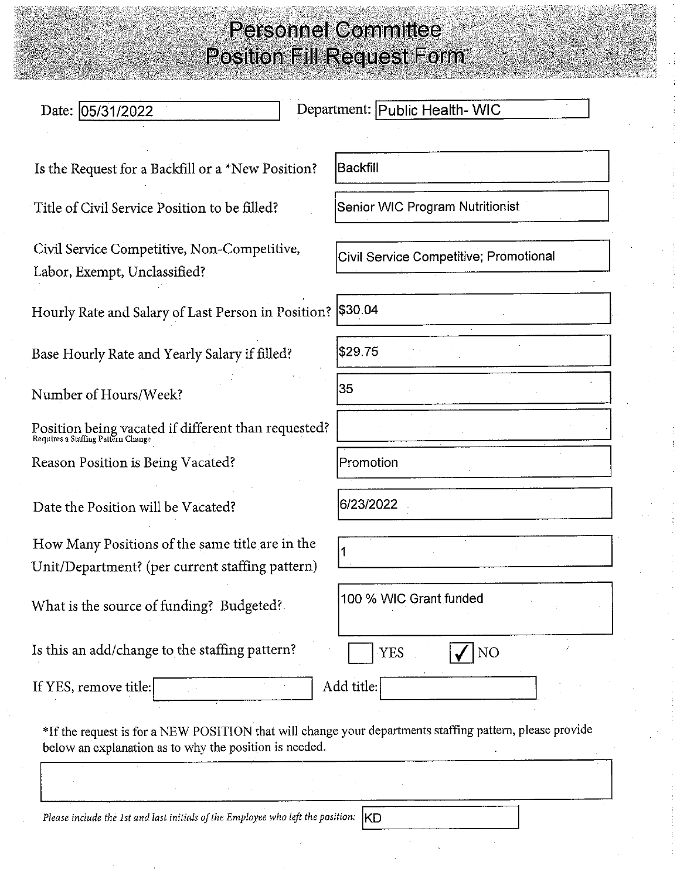# Personnel Committee Position Fill Request Form

Date: 05/31/2022

Department: Public Health- WIC

| | |
|---|---|
| Is the Request for a Backfill or a *New Position? | Backfill |
| Title of Civil Service Position to be filled? | Senior WIC Program Nutritionist |
| Civil Service Competitive, Non-Competitive, Labor, Exempt, Unclassified? | Civil Service Competitive; Promotional |
| Hourly Rate and Salary of Last Person in Position? | $30.04 |
| Base Hourly Rate and Yearly Salary if filled? | $29.75 |
| Number of Hours/Week? | 35 |
| Position being vacated if different than requested? Requires a Staffing Pattern Change | |
| Reason Position is Being Vacated? | Promotion |
| Date the Position will be Vacated? | 6/23/2022 |
| How Many Positions of the same title are in the Unit/Department? (per current staffing pattern) | 1 |
| What is the source of funding? Budgeted? | 100 % WIC Grant funded |

Is this an add/change to the staffing pattern? ☐ YES ☑ NO

If YES, remove title: ______ Add title: ______

*If the request is for a NEW POSITION that will change your departments staffing pattern, please provide below an explanation as to why the position is needed.

*Please include the 1st and last initials of the Employee who left the position:* KD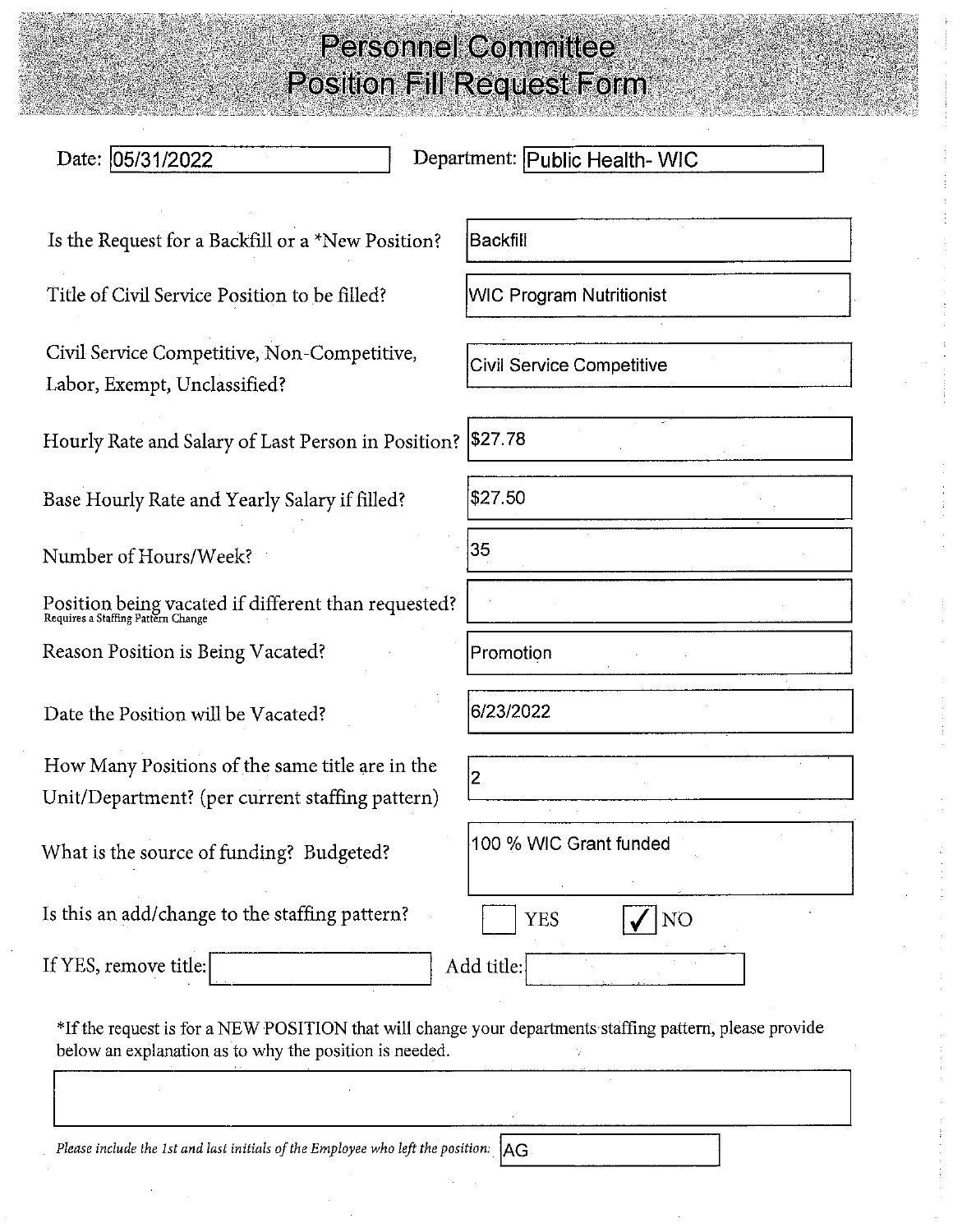# Personnel Committee
# Position Fill Request Form

Date: 05/31/2022 Department: Public Health- WIC

| | |
|---|---|
| Is the Request for a Backfill or a *New Position? | Backfill |
| Title of Civil Service Position to be filled? | WIC Program Nutritionist |
| Civil Service Competitive, Non-Competitive, Labor, Exempt, Unclassified? | Civil Service Competitive |
| Hourly Rate and Salary of Last Person in Position? | $27.78 |
| Base Hourly Rate and Yearly Salary if filled? | $27.50 |
| Number of Hours/Week? | 35 |
| Position being vacated if different than requested? Requires a Staffing Pattern Change | |
| Reason Position is Being Vacated? | Promotion |
| Date the Position will be Vacated? | 6/23/2022 |
| How Many Positions of the same title are in the Unit/Department? (per current staffing pattern) | 2 |
| What is the source of funding? Budgeted? | 100 % WIC Grant funded |
| Is this an add/change to the staffing pattern? | ☐ YES ☑ NO |

If YES, remove title: ____________ Add title: ____________

*If the request is for a NEW POSITION that will change your departments staffing pattern, please provide below an explanation as to why the position is needed.

*Please include the 1st and last initials of the Employee who left the position:* AG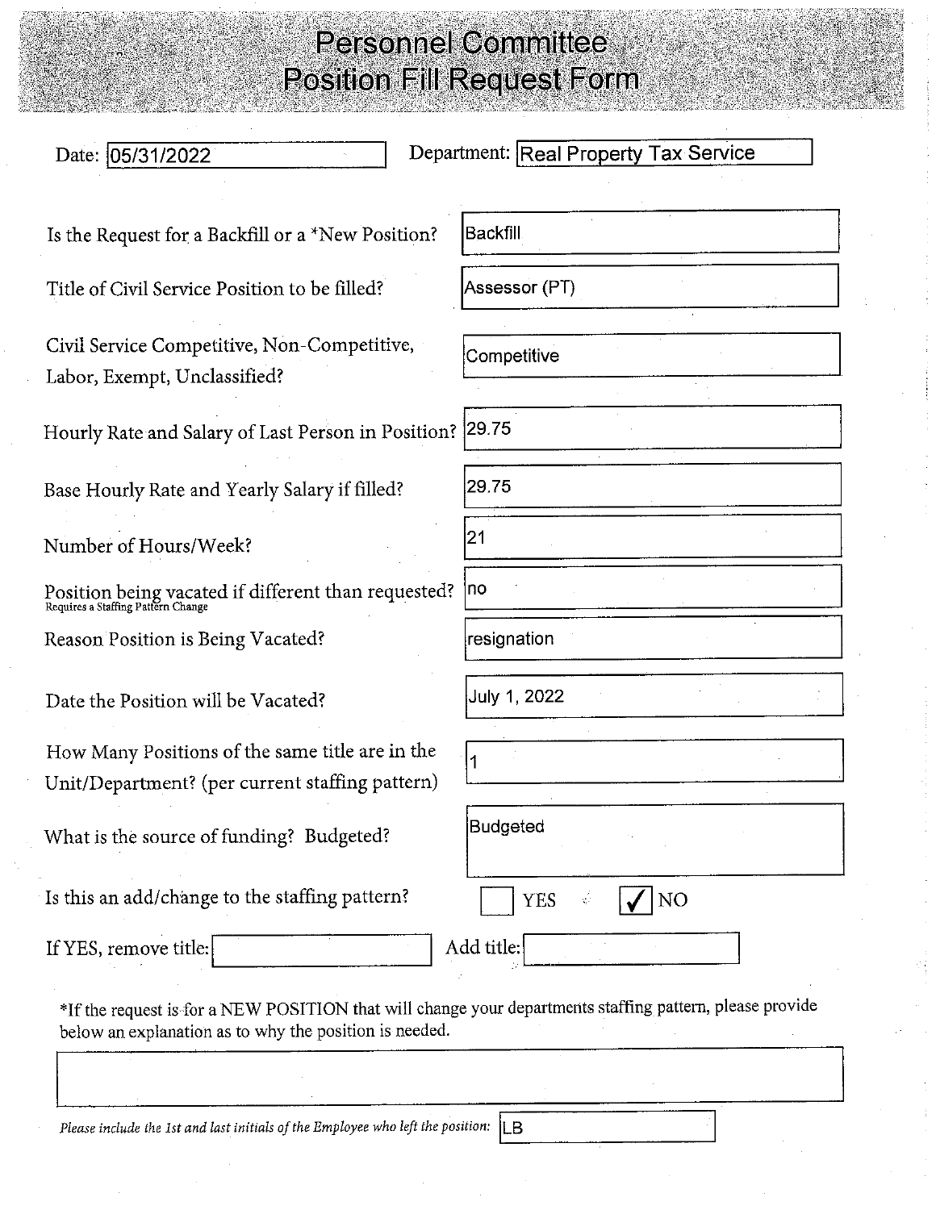# Personnel Committee
# Position Fill Request Form

**Date:** 05/31/2022 **Department:** Real Property Tax Service

| Question | Response |
|---|---|
| Is the Request for a Backfill or a *New Position? | Backfill |
| Title of Civil Service Position to be filled? | Assessor (PT) |
| Civil Service Competitive, Non-Competitive, Labor, Exempt, Unclassified? | Competitive |
| Hourly Rate and Salary of Last Person in Position? | 29.75 |
| Base Hourly Rate and Yearly Salary if filled? | 29.75 |
| Number of Hours/Week? | 21 |
| Position being vacated if different than requested? (Requires a Staffing Pattern Change) | no |
| Reason Position is Being Vacated? | resignation |
| Date the Position will be Vacated? | July 1, 2022 |
| How Many Positions of the same title are in the Unit/Department? (per current staffing pattern) | 1 |
| What is the source of funding? Budgeted? | Budgeted |

Is this an add/change to the staffing pattern? ☐ YES ☑ NO

If YES, remove title: \_\_\_\_\_\_\_\_ Add title: \_\_\_\_\_\_\_\_

*If the request is for a NEW POSITION that will change your departments staffing pattern, please provide below an explanation as to why the position is needed.

*Please include the 1st and last initials of the Employee who left the position:* LB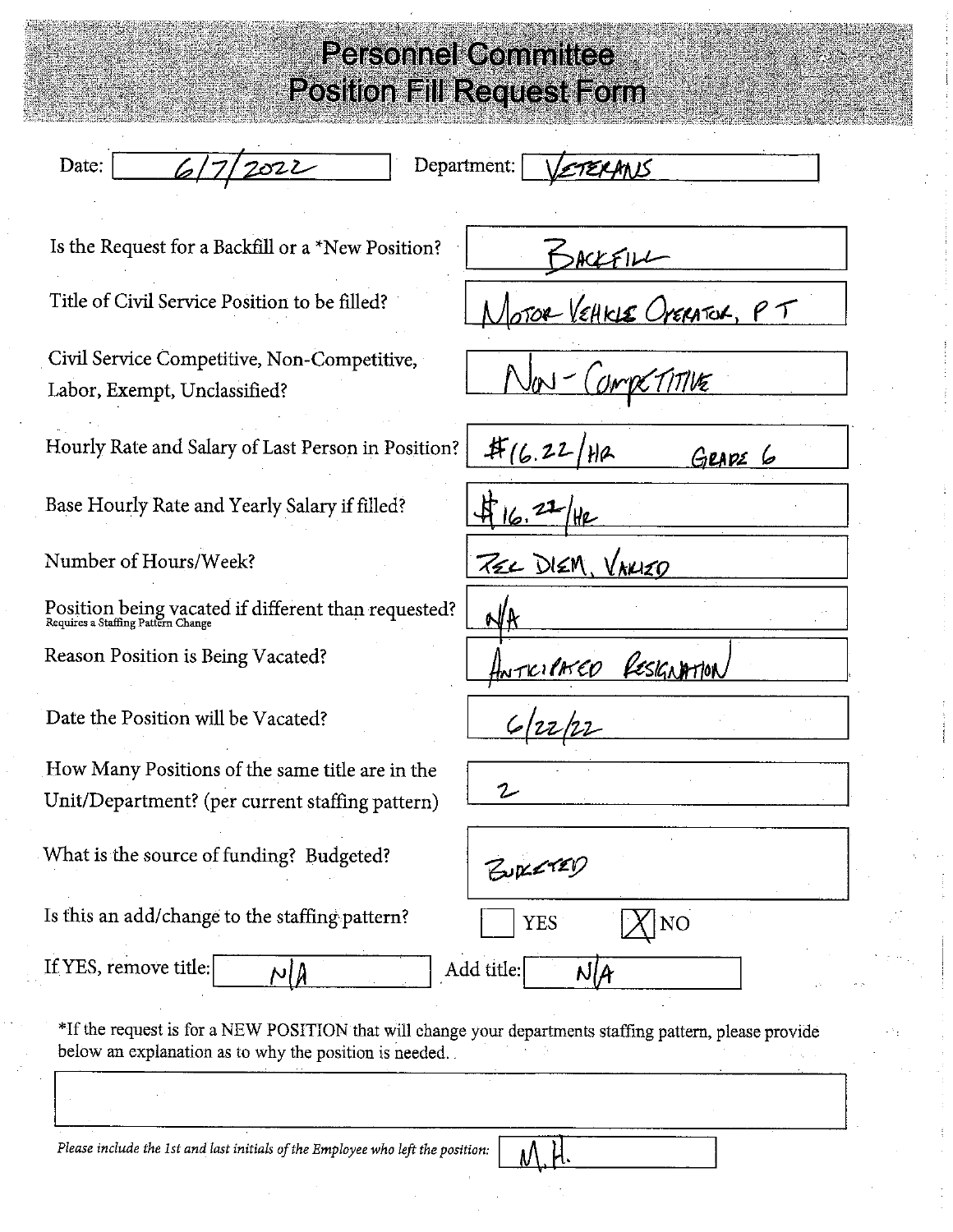# Personnel Committee
# Position Fill Request Form

Date: 6/7/2022 Department: VETERANS

| | |
|---|---|
| Is the Request for a Backfill or a *New Position? | BACKFILL |
| Title of Civil Service Position to be filled? | MOTOR VEHICLE OPERATOR, PT |
| Civil Service Competitive, Non-Competitive, Labor, Exempt, Unclassified? | NON-COMPETITIVE |
| Hourly Rate and Salary of Last Person in Position? | $16.22/HR GRADE 6 |
| Base Hourly Rate and Yearly Salary if filled? | $16.22/HR |
| Number of Hours/Week? | PER DIEM, VARIED |
| Position being vacated if different than requested? Requires a Staffing Pattern Change | N/A |
| Reason Position is Being Vacated? | ANTICIPATED RESIGNATION |
| Date the Position will be Vacated? | 6/22/22 |
| How Many Positions of the same title are in the Unit/Department? (per current staffing pattern) | 2 |
| What is the source of funding? Budgeted? | BUDGETED |
| Is this an add/change to the staffing pattern? | ☐ YES ☒ NO |

If YES, remove title: N/A Add title: N/A

*If the request is for a NEW POSITION that will change your departments staffing pattern, please provide below an explanation as to why the position is needed.

*Please include the 1st and last initials of the Employee who left the position:* M.H.